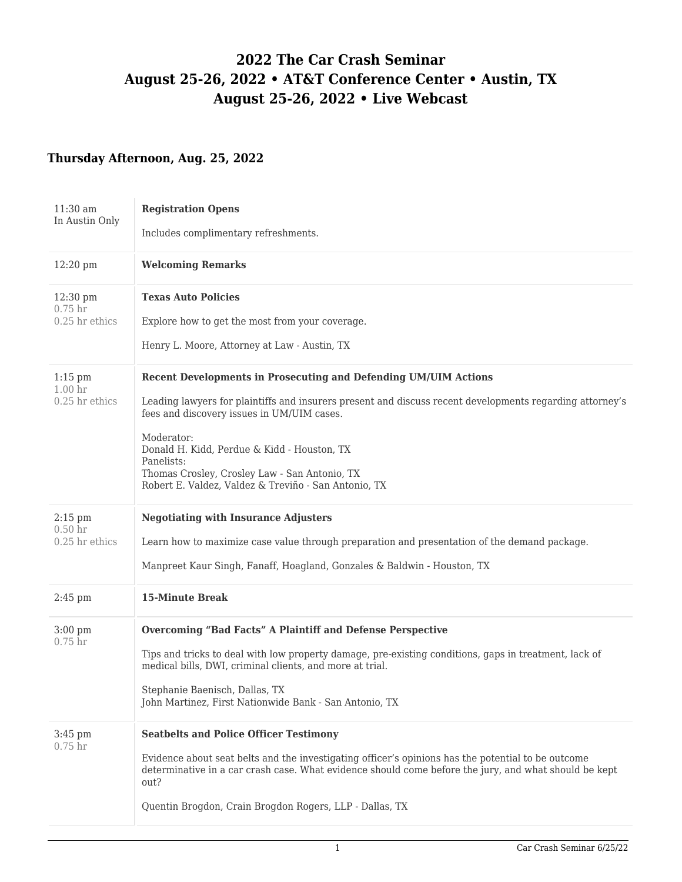# 2022 The Car Crash Seminar
# August 25-26, 2022 • AT&T Conference Center • Austin, TX
# August 25-26, 2022 • Live Webcast

### Thursday Afternoon, Aug. 25, 2022

| | |
|---|---|
| 11:30 am<br>In Austin Only | **Registration Opens**<br><br>Includes complimentary refreshments. |
| 12:20 pm | **Welcoming Remarks** |
| 12:30 pm<br>0.75 hr<br>0.25 hr ethics | **Texas Auto Policies**<br><br>Explore how to get the most from your coverage.<br><br>Henry L. Moore, Attorney at Law - Austin, TX |
| 1:15 pm<br>1.00 hr<br>0.25 hr ethics | **Recent Developments in Prosecuting and Defending UM/UIM Actions**<br><br>Leading lawyers for plaintiffs and insurers present and discuss recent developments regarding attorney's fees and discovery issues in UM/UIM cases.<br><br>Moderator:<br>Donald H. Kidd, Perdue & Kidd - Houston, TX<br>Panelists:<br>Thomas Crosley, Crosley Law - San Antonio, TX<br>Robert E. Valdez, Valdez & Treviño - San Antonio, TX |
| 2:15 pm<br>0.50 hr<br>0.25 hr ethics | **Negotiating with Insurance Adjusters**<br><br>Learn how to maximize case value through preparation and presentation of the demand package.<br><br>Manpreet Kaur Singh, Fanaff, Hoagland, Gonzales & Baldwin - Houston, TX |
| 2:45 pm | **15-Minute Break** |
| 3:00 pm<br>0.75 hr | **Overcoming "Bad Facts" A Plaintiff and Defense Perspective**<br><br>Tips and tricks to deal with low property damage, pre-existing conditions, gaps in treatment, lack of medical bills, DWI, criminal clients, and more at trial.<br><br>Stephanie Baenisch, Dallas, TX<br>John Martinez, First Nationwide Bank - San Antonio, TX |
| 3:45 pm<br>0.75 hr | **Seatbelts and Police Officer Testimony**<br><br>Evidence about seat belts and the investigating officer's opinions has the potential to be outcome determinative in a car crash case. What evidence should come before the jury, and what should be kept out?<br><br>Quentin Brogdon, Crain Brogdon Rogers, LLP - Dallas, TX |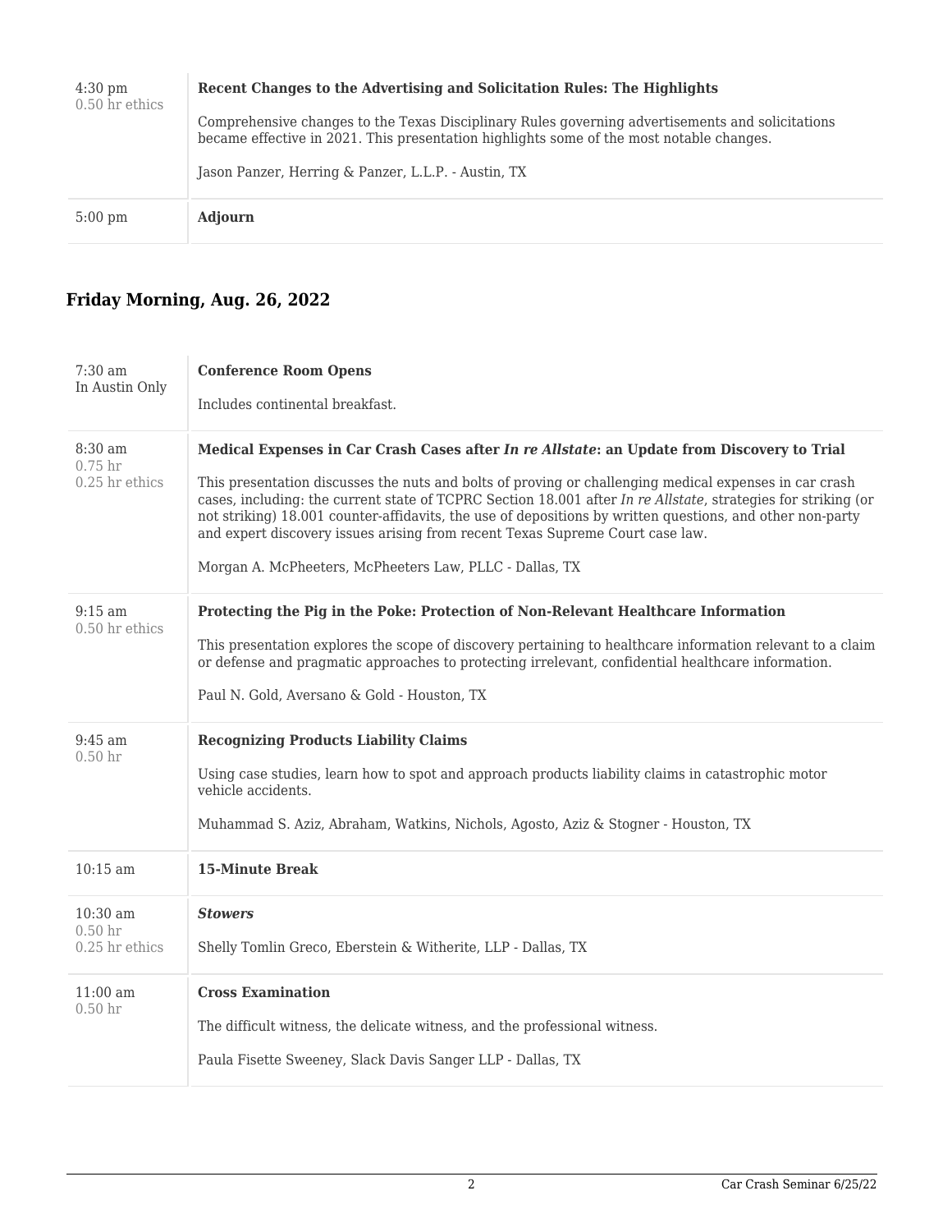| | |
|---|---|
| 4:30 pm<br>0.50 hr ethics | **Recent Changes to the Advertising and Solicitation Rules: The Highlights**<br><br>Comprehensive changes to the Texas Disciplinary Rules governing advertisements and solicitations became effective in 2021. This presentation highlights some of the most notable changes.<br><br>Jason Panzer, Herring & Panzer, L.L.P. - Austin, TX |
| 5:00 pm | **Adjourn** |

## Friday Morning, Aug. 26, 2022

| | |
|---|---|
| 7:30 am<br>In Austin Only | **Conference Room Opens**<br><br>Includes continental breakfast. |
| 8:30 am<br>0.75 hr<br>0.25 hr ethics | **Medical Expenses in Car Crash Cases after *In re Allstate*: an Update from Discovery to Trial**<br><br>This presentation discusses the nuts and bolts of proving or challenging medical expenses in car crash cases, including: the current state of TCPRC Section 18.001 after *In re Allstate*, strategies for striking (or not striking) 18.001 counter-affidavits, the use of depositions by written questions, and other non-party and expert discovery issues arising from recent Texas Supreme Court case law.<br><br>Morgan A. McPheeters, McPheeters Law, PLLC - Dallas, TX |
| 9:15 am<br>0.50 hr ethics | **Protecting the Pig in the Poke: Protection of Non-Relevant Healthcare Information**<br><br>This presentation explores the scope of discovery pertaining to healthcare information relevant to a claim or defense and pragmatic approaches to protecting irrelevant, confidential healthcare information.<br><br>Paul N. Gold, Aversano & Gold - Houston, TX |
| 9:45 am<br>0.50 hr | **Recognizing Products Liability Claims**<br><br>Using case studies, learn how to spot and approach products liability claims in catastrophic motor vehicle accidents.<br><br>Muhammad S. Aziz, Abraham, Watkins, Nichols, Agosto, Aziz & Stogner - Houston, TX |
| 10:15 am | **15-Minute Break** |
| 10:30 am<br>0.50 hr<br>0.25 hr ethics | ***Stowers***<br><br>Shelly Tomlin Greco, Eberstein & Witherite, LLP - Dallas, TX |
| 11:00 am<br>0.50 hr | **Cross Examination**<br><br>The difficult witness, the delicate witness, and the professional witness.<br><br>Paula Fisette Sweeney, Slack Davis Sanger LLP - Dallas, TX |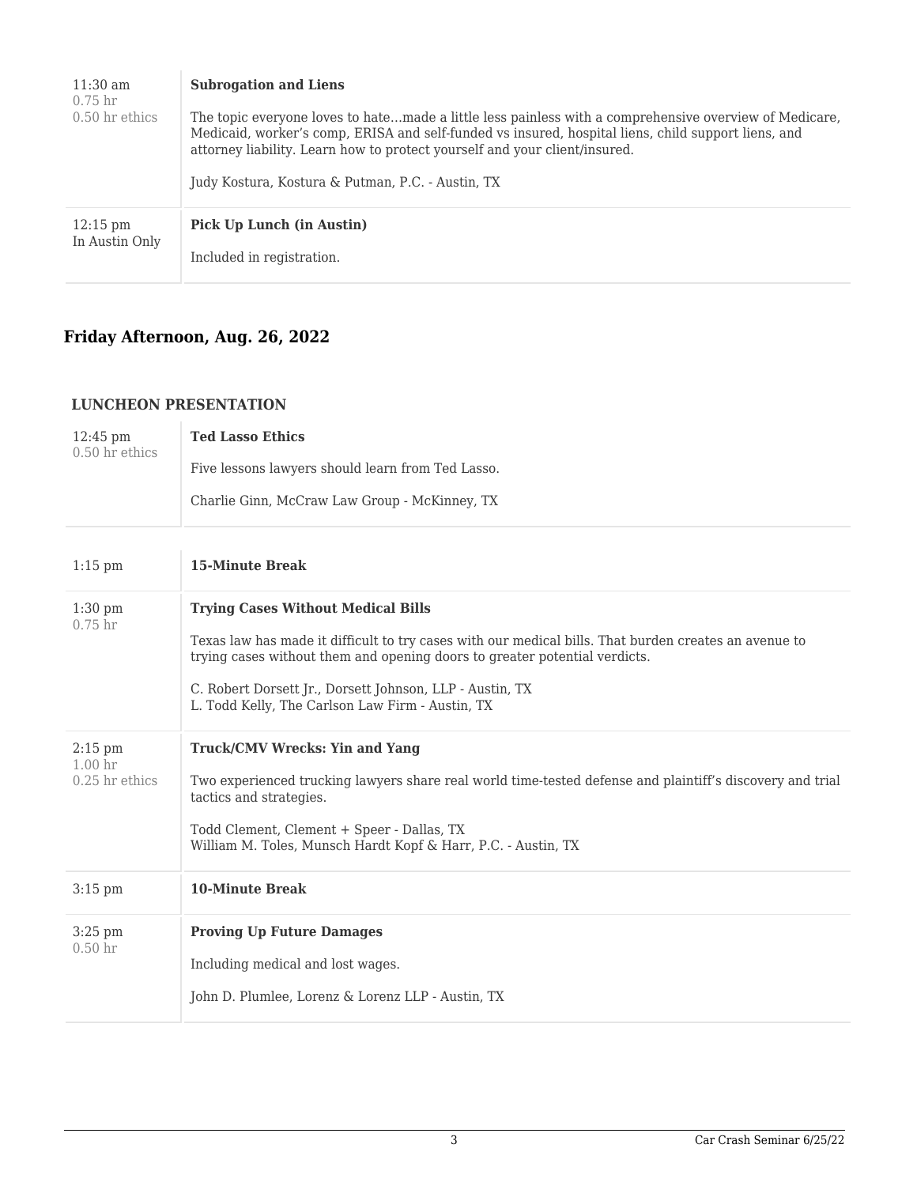| | |
|---|---|
| 11:30 am<br>0.75 hr<br>0.50 hr ethics | **Subrogation and Liens**<br><br>The topic everyone loves to hate…made a little less painless with a comprehensive overview of Medicare, Medicaid, worker's comp, ERISA and self-funded vs insured, hospital liens, child support liens, and attorney liability. Learn how to protect yourself and your client/insured.<br><br>Judy Kostura, Kostura & Putman, P.C. - Austin, TX |
| 12:15 pm<br>In Austin Only | **Pick Up Lunch (in Austin)**<br><br>Included in registration. |

## Friday Afternoon, Aug. 26, 2022

### LUNCHEON PRESENTATION

| | |
|---|---|
| 12:45 pm<br>0.50 hr ethics | **Ted Lasso Ethics**<br><br>Five lessons lawyers should learn from Ted Lasso.<br><br>Charlie Ginn, McCraw Law Group - McKinney, TX |

| | |
|---|---|
| 1:15 pm | **15-Minute Break** |
| 1:30 pm<br>0.75 hr | **Trying Cases Without Medical Bills**<br><br>Texas law has made it difficult to try cases with our medical bills. That burden creates an avenue to trying cases without them and opening doors to greater potential verdicts.<br><br>C. Robert Dorsett Jr., Dorsett Johnson, LLP - Austin, TX<br>L. Todd Kelly, The Carlson Law Firm - Austin, TX |
| 2:15 pm<br>1.00 hr<br>0.25 hr ethics | **Truck/CMV Wrecks: Yin and Yang**<br><br>Two experienced trucking lawyers share real world time-tested defense and plaintiff's discovery and trial tactics and strategies.<br><br>Todd Clement, Clement + Speer - Dallas, TX<br>William M. Toles, Munsch Hardt Kopf & Harr, P.C. - Austin, TX |
| 3:15 pm | **10-Minute Break** |
| 3:25 pm<br>0.50 hr | **Proving Up Future Damages**<br><br>Including medical and lost wages.<br><br>John D. Plumlee, Lorenz & Lorenz LLP - Austin, TX |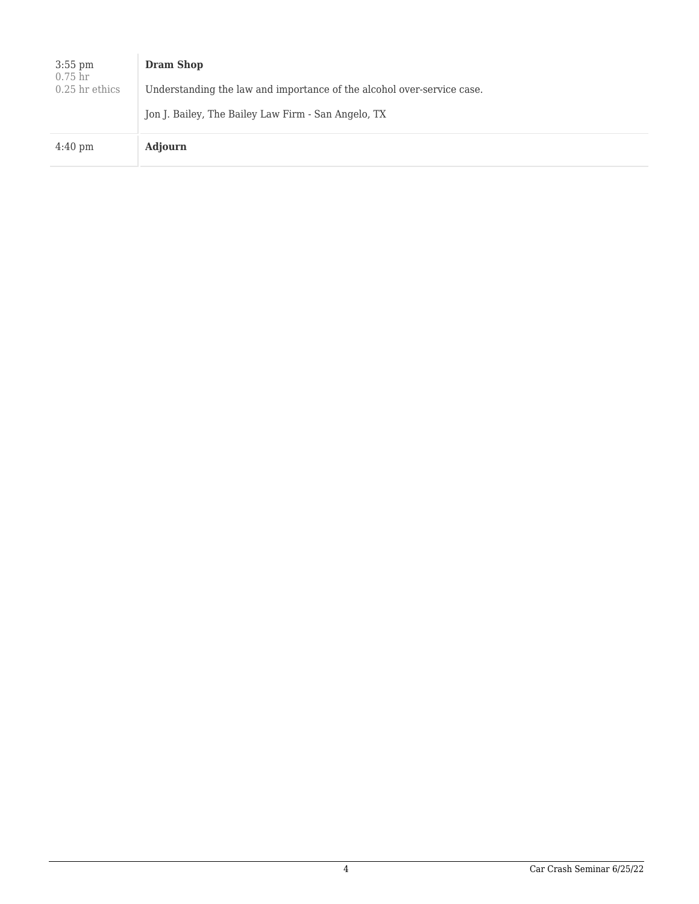| | |
|---|---|
| 3:55 pm<br>0.75 hr<br>0.25 hr ethics | **Dram Shop**<br><br>Understanding the law and importance of the alcohol over-service case.<br><br>Jon J. Bailey, The Bailey Law Firm - San Angelo, TX |
| 4:40 pm | **Adjourn** |